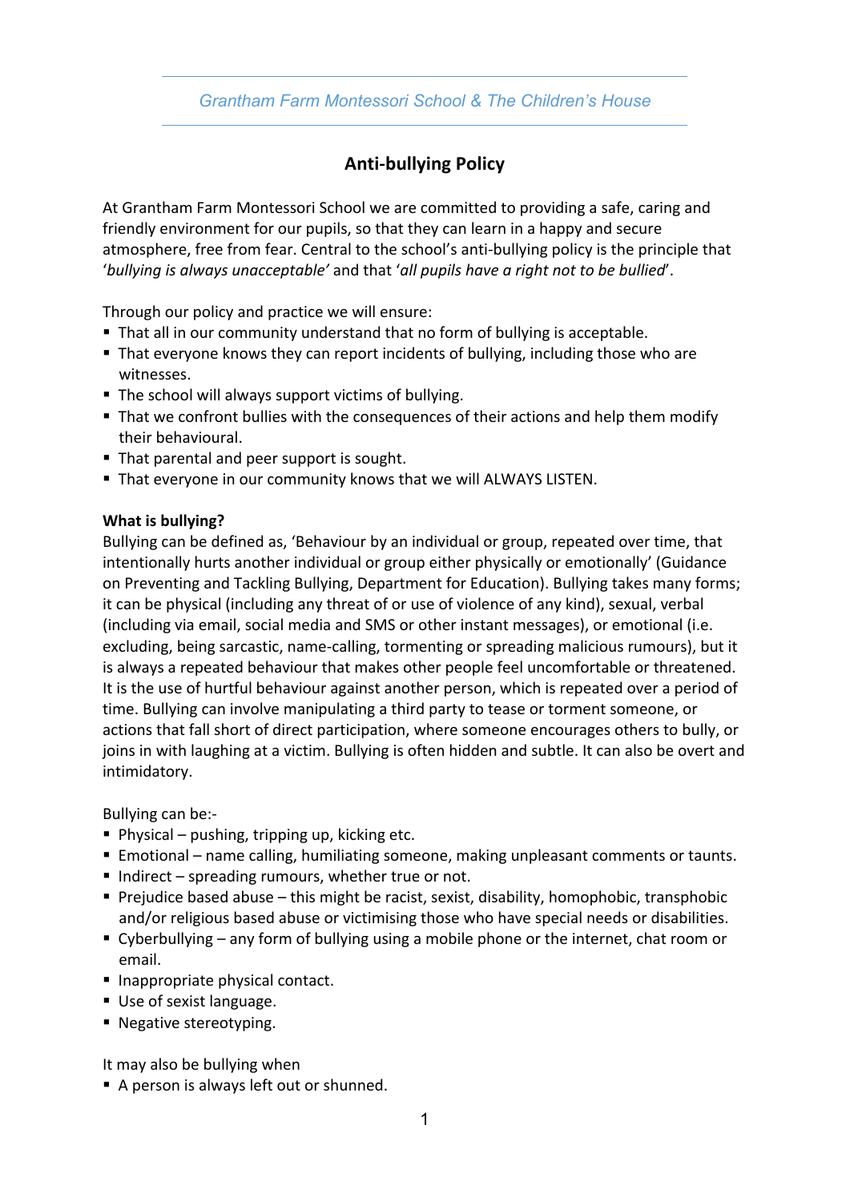Grantham Farm Montessori School & The Children's House

# Anti-bullying Policy

At Grantham Farm Montessori School we are committed to providing a safe, caring and friendly environment for our pupils, so that they can learn in a happy and secure atmosphere, free from fear. Central to the school's anti-bullying policy is the principle that '*bullying is always unacceptable*' and that '*all pupils have a right not to be bullied*'.

Through our policy and practice we will ensure:

- That all in our community understand that no form of bullying is acceptable.
- That everyone knows they can report incidents of bullying, including those who are witnesses.
- The school will always support victims of bullying.
- That we confront bullies with the consequences of their actions and help them modify their behavioural.
- That parental and peer support is sought.
- That everyone in our community knows that we will ALWAYS LISTEN.

**What is bullying?**

Bullying can be defined as, 'Behaviour by an individual or group, repeated over time, that intentionally hurts another individual or group either physically or emotionally' (Guidance on Preventing and Tackling Bullying, Department for Education). Bullying takes many forms; it can be physical (including any threat of or use of violence of any kind), sexual, verbal (including via email, social media and SMS or other instant messages), or emotional (i.e. excluding, being sarcastic, name-calling, tormenting or spreading malicious rumours), but it is always a repeated behaviour that makes other people feel uncomfortable or threatened. It is the use of hurtful behaviour against another person, which is repeated over a period of time. Bullying can involve manipulating a third party to tease or torment someone, or actions that fall short of direct participation, where someone encourages others to bully, or joins in with laughing at a victim. Bullying is often hidden and subtle. It can also be overt and intimidatory.

Bullying can be:-

- Physical – pushing, tripping up, kicking etc.
- Emotional – name calling, humiliating someone, making unpleasant comments or taunts.
- Indirect – spreading rumours, whether true or not.
- Prejudice based abuse – this might be racist, sexist, disability, homophobic, transphobic and/or religious based abuse or victimising those who have special needs or disabilities.
- Cyberbullying – any form of bullying using a mobile phone or the internet, chat room or email.
- Inappropriate physical contact.
- Use of sexist language.
- Negative stereotyping.

It may also be bullying when

- A person is always left out or shunned.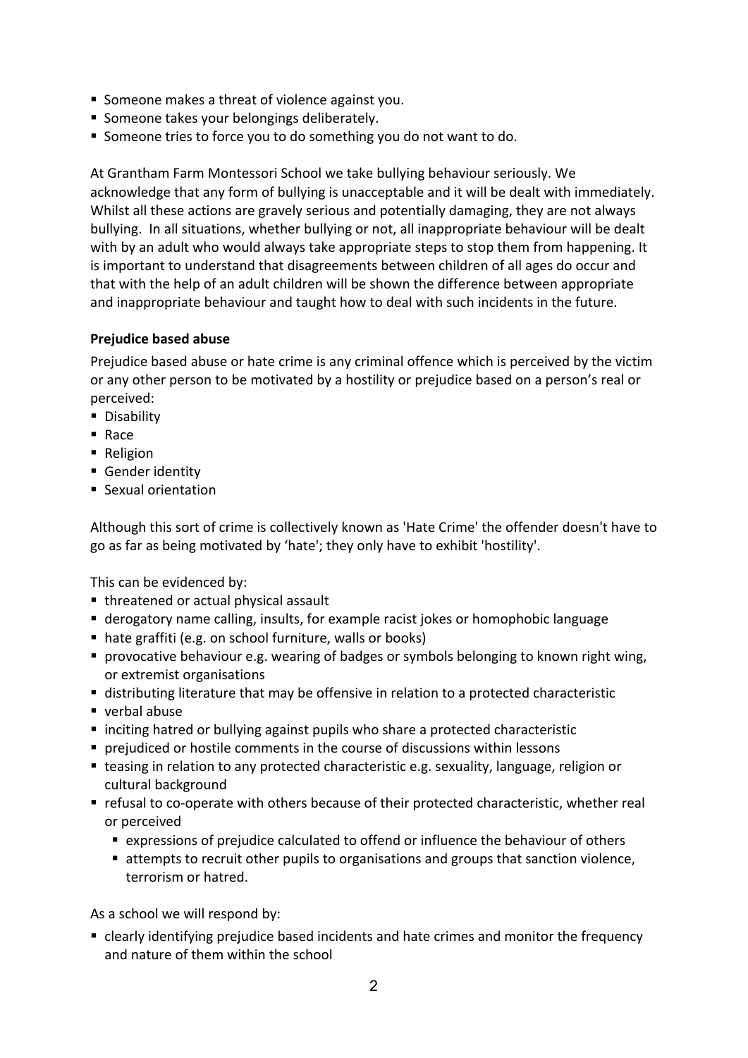- Someone makes a threat of violence against you.
- Someone takes your belongings deliberately.
- Someone tries to force you to do something you do not want to do.

At Grantham Farm Montessori School we take bullying behaviour seriously. We acknowledge that any form of bullying is unacceptable and it will be dealt with immediately. Whilst all these actions are gravely serious and potentially damaging, they are not always bullying. In all situations, whether bullying or not, all inappropriate behaviour will be dealt with by an adult who would always take appropriate steps to stop them from happening. It is important to understand that disagreements between children of all ages do occur and that with the help of an adult children will be shown the difference between appropriate and inappropriate behaviour and taught how to deal with such incidents in the future.

**Prejudice based abuse**

Prejudice based abuse or hate crime is any criminal offence which is perceived by the victim or any other person to be motivated by a hostility or prejudice based on a person's real or perceived:

- Disability
- Race
- Religion
- Gender identity
- Sexual orientation

Although this sort of crime is collectively known as 'Hate Crime' the offender doesn't have to go as far as being motivated by 'hate'; they only have to exhibit 'hostility'.

This can be evidenced by:

- threatened or actual physical assault
- derogatory name calling, insults, for example racist jokes or homophobic language
- hate graffiti (e.g. on school furniture, walls or books)
- provocative behaviour e.g. wearing of badges or symbols belonging to known right wing, or extremist organisations
- distributing literature that may be offensive in relation to a protected characteristic
- verbal abuse
- inciting hatred or bullying against pupils who share a protected characteristic
- prejudiced or hostile comments in the course of discussions within lessons
- teasing in relation to any protected characteristic e.g. sexuality, language, religion or cultural background
- refusal to co-operate with others because of their protected characteristic, whether real or perceived
  - expressions of prejudice calculated to offend or influence the behaviour of others
  - attempts to recruit other pupils to organisations and groups that sanction violence, terrorism or hatred.

As a school we will respond by:

- clearly identifying prejudice based incidents and hate crimes and monitor the frequency and nature of them within the school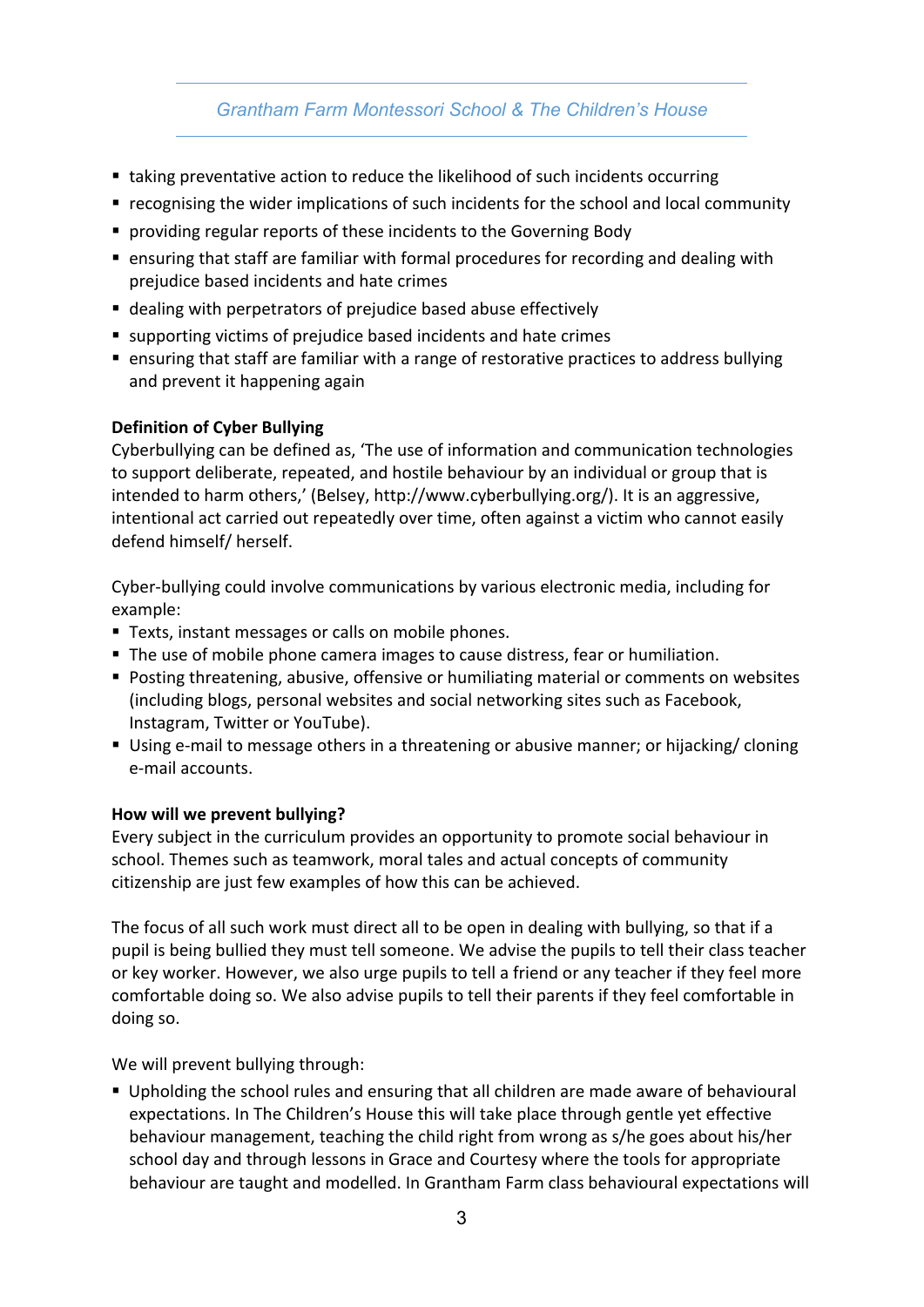- taking preventative action to reduce the likelihood of such incidents occurring
- recognising the wider implications of such incidents for the school and local community
- providing regular reports of these incidents to the Governing Body
- ensuring that staff are familiar with formal procedures for recording and dealing with prejudice based incidents and hate crimes
- dealing with perpetrators of prejudice based abuse effectively
- supporting victims of prejudice based incidents and hate crimes
- ensuring that staff are familiar with a range of restorative practices to address bullying and prevent it happening again

**Definition of Cyber Bullying**

Cyberbullying can be defined as, 'The use of information and communication technologies to support deliberate, repeated, and hostile behaviour by an individual or group that is intended to harm others,' (Belsey, http://www.cyberbullying.org/). It is an aggressive, intentional act carried out repeatedly over time, often against a victim who cannot easily defend himself/ herself.

Cyber-bullying could involve communications by various electronic media, including for example:

- Texts, instant messages or calls on mobile phones.
- The use of mobile phone camera images to cause distress, fear or humiliation.
- Posting threatening, abusive, offensive or humiliating material or comments on websites (including blogs, personal websites and social networking sites such as Facebook, Instagram, Twitter or YouTube).
- Using e-mail to message others in a threatening or abusive manner; or hijacking/ cloning e-mail accounts.

**How will we prevent bullying?**

Every subject in the curriculum provides an opportunity to promote social behaviour in school. Themes such as teamwork, moral tales and actual concepts of community citizenship are just few examples of how this can be achieved.

The focus of all such work must direct all to be open in dealing with bullying, so that if a pupil is being bullied they must tell someone. We advise the pupils to tell their class teacher or key worker. However, we also urge pupils to tell a friend or any teacher if they feel more comfortable doing so. We also advise pupils to tell their parents if they feel comfortable in doing so.

We will prevent bullying through:

- Upholding the school rules and ensuring that all children are made aware of behavioural expectations. In The Children's House this will take place through gentle yet effective behaviour management, teaching the child right from wrong as s/he goes about his/her school day and through lessons in Grace and Courtesy where the tools for appropriate behaviour are taught and modelled. In Grantham Farm class behavioural expectations will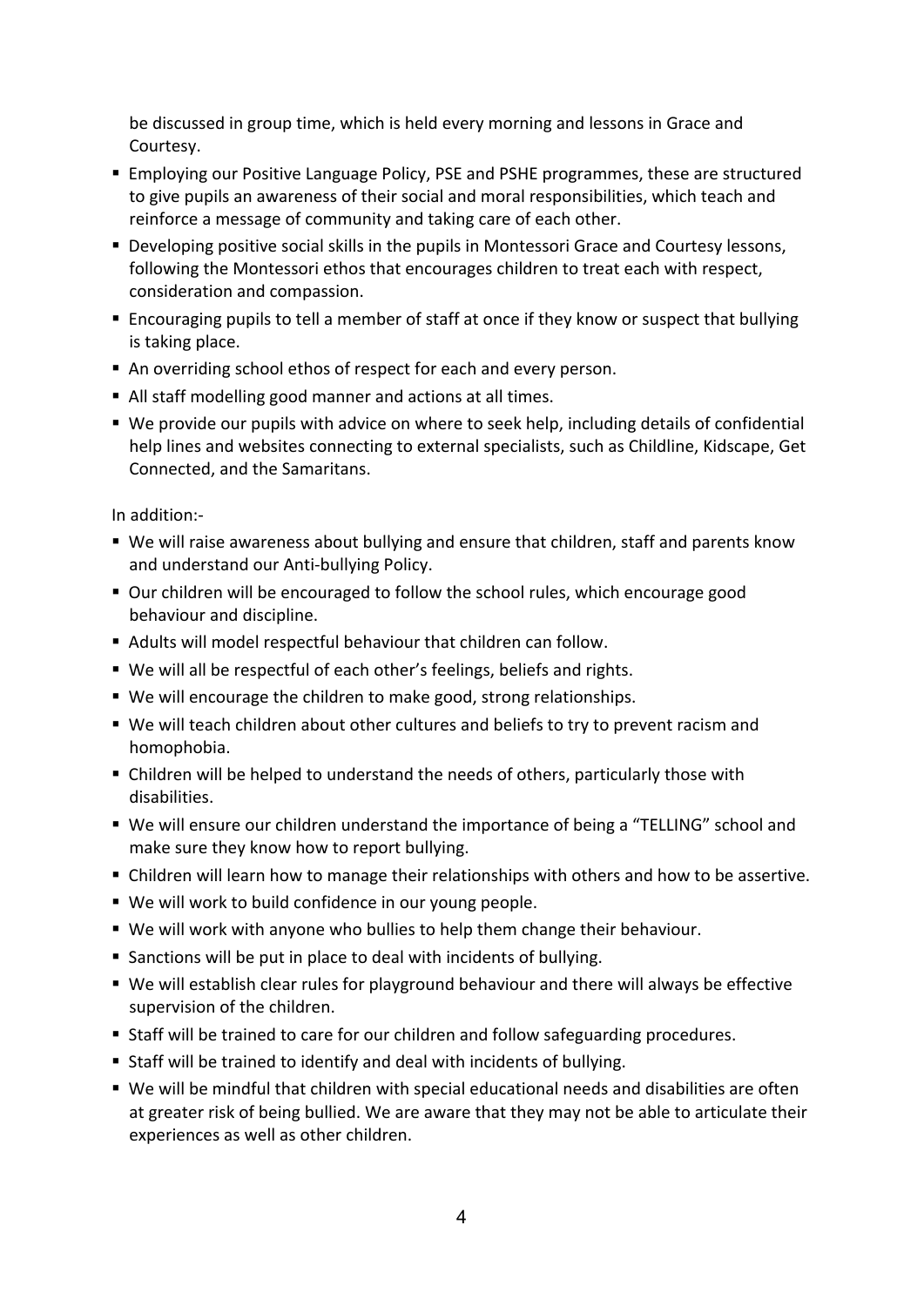be discussed in group time, which is held every morning and lessons in Grace and Courtesy.

- Employing our Positive Language Policy, PSE and PSHE programmes, these are structured to give pupils an awareness of their social and moral responsibilities, which teach and reinforce a message of community and taking care of each other.
- Developing positive social skills in the pupils in Montessori Grace and Courtesy lessons, following the Montessori ethos that encourages children to treat each with respect, consideration and compassion.
- Encouraging pupils to tell a member of staff at once if they know or suspect that bullying is taking place.
- An overriding school ethos of respect for each and every person.
- All staff modelling good manner and actions at all times.
- We provide our pupils with advice on where to seek help, including details of confidential help lines and websites connecting to external specialists, such as Childline, Kidscape, Get Connected, and the Samaritans.

In addition:-

- We will raise awareness about bullying and ensure that children, staff and parents know and understand our Anti-bullying Policy.
- Our children will be encouraged to follow the school rules, which encourage good behaviour and discipline.
- Adults will model respectful behaviour that children can follow.
- We will all be respectful of each other's feelings, beliefs and rights.
- We will encourage the children to make good, strong relationships.
- We will teach children about other cultures and beliefs to try to prevent racism and homophobia.
- Children will be helped to understand the needs of others, particularly those with disabilities.
- We will ensure our children understand the importance of being a "TELLING" school and make sure they know how to report bullying.
- Children will learn how to manage their relationships with others and how to be assertive.
- We will work to build confidence in our young people.
- We will work with anyone who bullies to help them change their behaviour.
- Sanctions will be put in place to deal with incidents of bullying.
- We will establish clear rules for playground behaviour and there will always be effective supervision of the children.
- Staff will be trained to care for our children and follow safeguarding procedures.
- Staff will be trained to identify and deal with incidents of bullying.
- We will be mindful that children with special educational needs and disabilities are often at greater risk of being bullied. We are aware that they may not be able to articulate their experiences as well as other children.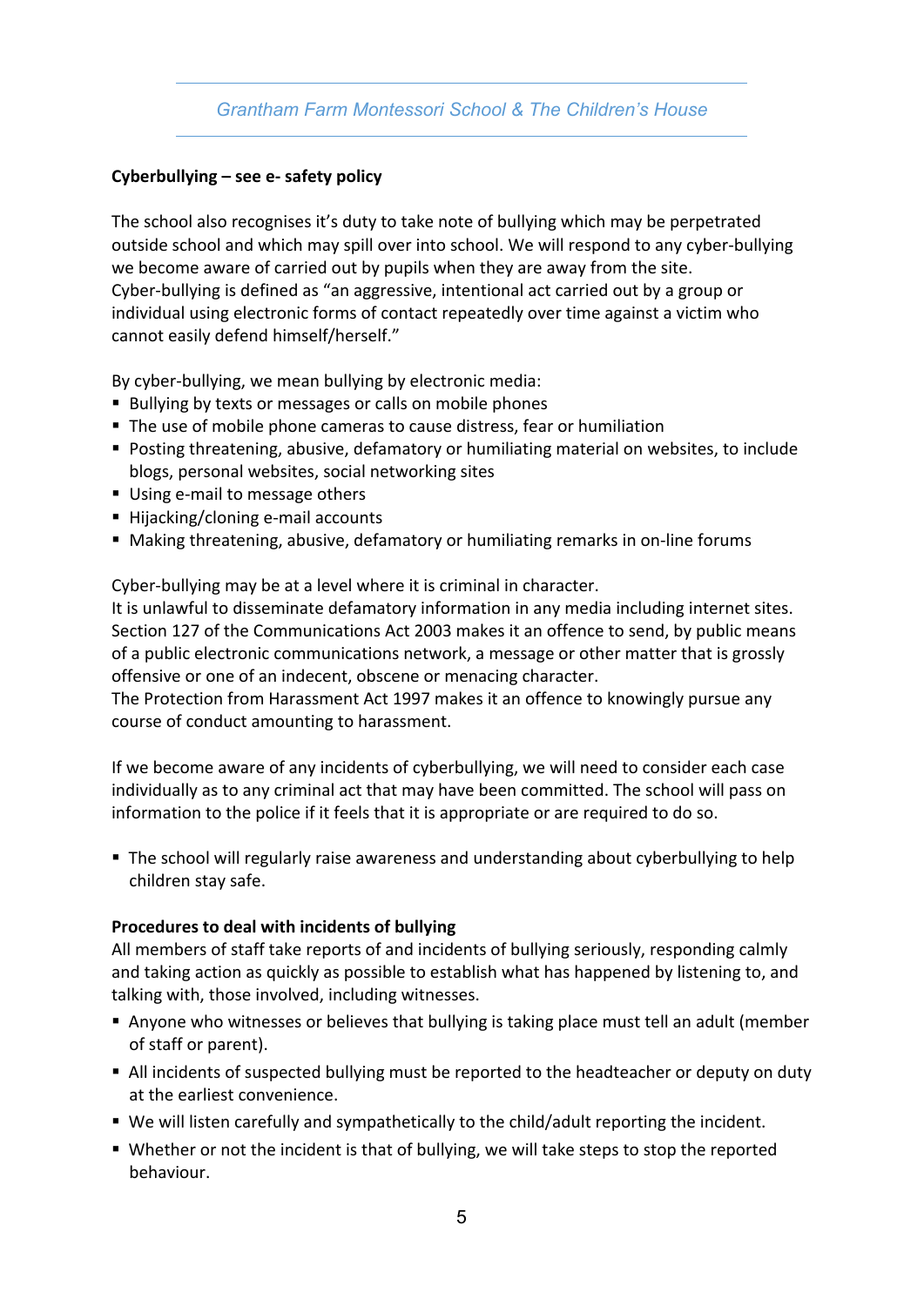**Cyberbullying – see e- safety policy**

The school also recognises it's duty to take note of bullying which may be perpetrated outside school and which may spill over into school. We will respond to any cyber-bullying we become aware of carried out by pupils when they are away from the site.
Cyber-bullying is defined as "an aggressive, intentional act carried out by a group or individual using electronic forms of contact repeatedly over time against a victim who cannot easily defend himself/herself."

By cyber-bullying, we mean bullying by electronic media:

- Bullying by texts or messages or calls on mobile phones
- The use of mobile phone cameras to cause distress, fear or humiliation
- Posting threatening, abusive, defamatory or humiliating material on websites, to include blogs, personal websites, social networking sites
- Using e-mail to message others
- Hijacking/cloning e-mail accounts
- Making threatening, abusive, defamatory or humiliating remarks in on-line forums

Cyber-bullying may be at a level where it is criminal in character.
It is unlawful to disseminate defamatory information in any media including internet sites.
Section 127 of the Communications Act 2003 makes it an offence to send, by public means of a public electronic communications network, a message or other matter that is grossly offensive or one of an indecent, obscene or menacing character.
The Protection from Harassment Act 1997 makes it an offence to knowingly pursue any course of conduct amounting to harassment.

If we become aware of any incidents of cyberbullying, we will need to consider each case individually as to any criminal act that may have been committed. The school will pass on information to the police if it feels that it is appropriate or are required to do so.

- The school will regularly raise awareness and understanding about cyberbullying to help children stay safe.

**Procedures to deal with incidents of bullying**

All members of staff take reports of and incidents of bullying seriously, responding calmly and taking action as quickly as possible to establish what has happened by listening to, and talking with, those involved, including witnesses.

- Anyone who witnesses or believes that bullying is taking place must tell an adult (member of staff or parent).
- All incidents of suspected bullying must be reported to the headteacher or deputy on duty at the earliest convenience.
- We will listen carefully and sympathetically to the child/adult reporting the incident.
- Whether or not the incident is that of bullying, we will take steps to stop the reported behaviour.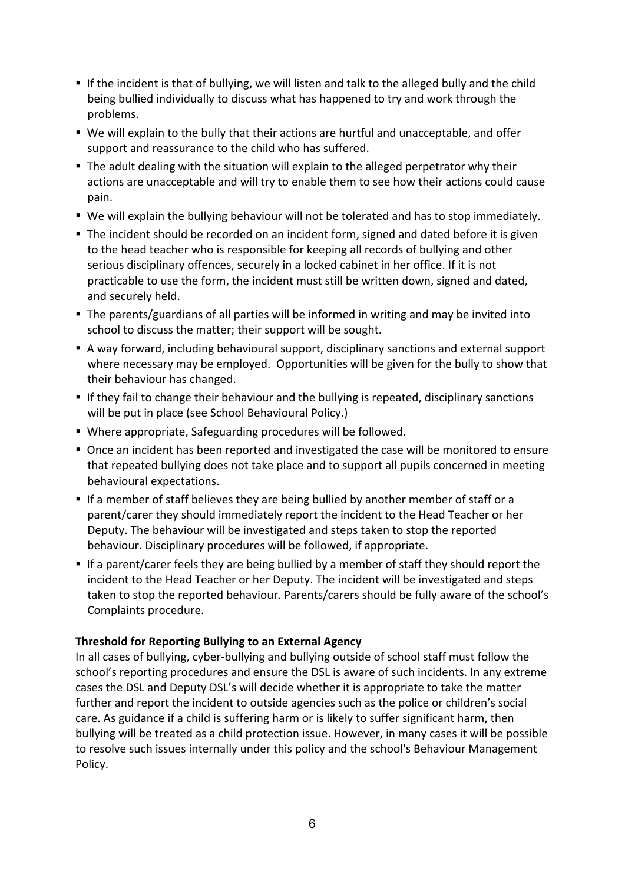- If the incident is that of bullying, we will listen and talk to the alleged bully and the child being bullied individually to discuss what has happened to try and work through the problems.
- We will explain to the bully that their actions are hurtful and unacceptable, and offer support and reassurance to the child who has suffered.
- The adult dealing with the situation will explain to the alleged perpetrator why their actions are unacceptable and will try to enable them to see how their actions could cause pain.
- We will explain the bullying behaviour will not be tolerated and has to stop immediately.
- The incident should be recorded on an incident form, signed and dated before it is given to the head teacher who is responsible for keeping all records of bullying and other serious disciplinary offences, securely in a locked cabinet in her office. If it is not practicable to use the form, the incident must still be written down, signed and dated, and securely held.
- The parents/guardians of all parties will be informed in writing and may be invited into school to discuss the matter; their support will be sought.
- A way forward, including behavioural support, disciplinary sanctions and external support where necessary may be employed. Opportunities will be given for the bully to show that their behaviour has changed.
- If they fail to change their behaviour and the bullying is repeated, disciplinary sanctions will be put in place (see School Behavioural Policy.)
- Where appropriate, Safeguarding procedures will be followed.
- Once an incident has been reported and investigated the case will be monitored to ensure that repeated bullying does not take place and to support all pupils concerned in meeting behavioural expectations.
- If a member of staff believes they are being bullied by another member of staff or a parent/carer they should immediately report the incident to the Head Teacher or her Deputy. The behaviour will be investigated and steps taken to stop the reported behaviour. Disciplinary procedures will be followed, if appropriate.
- If a parent/carer feels they are being bullied by a member of staff they should report the incident to the Head Teacher or her Deputy. The incident will be investigated and steps taken to stop the reported behaviour. Parents/carers should be fully aware of the school's Complaints procedure.

**Threshold for Reporting Bullying to an External Agency**

In all cases of bullying, cyber-bullying and bullying outside of school staff must follow the school's reporting procedures and ensure the DSL is aware of such incidents. In any extreme cases the DSL and Deputy DSL's will decide whether it is appropriate to take the matter further and report the incident to outside agencies such as the police or children's social care. As guidance if a child is suffering harm or is likely to suffer significant harm, then bullying will be treated as a child protection issue. However, in many cases it will be possible to resolve such issues internally under this policy and the school's Behaviour Management Policy.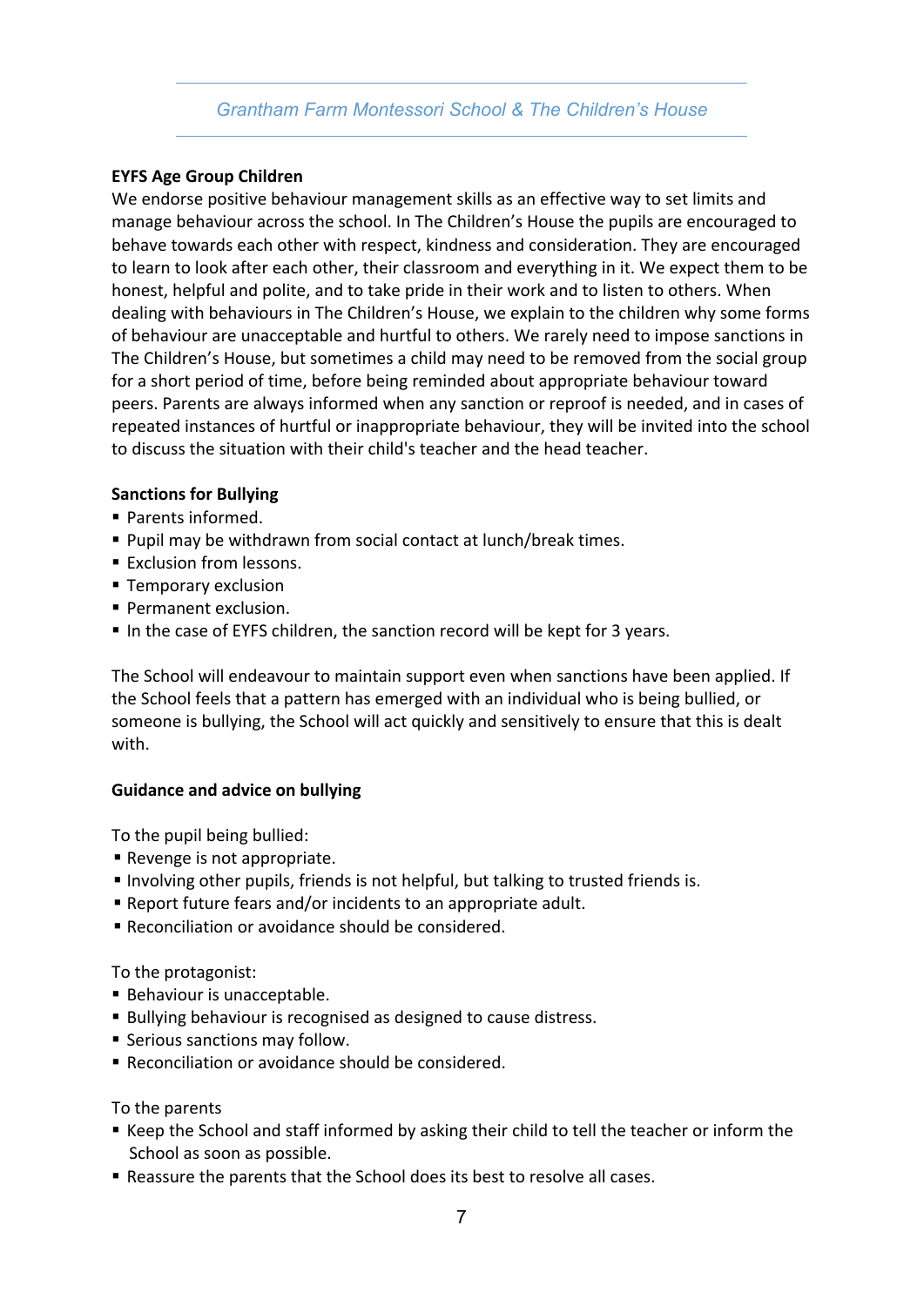**EYFS Age Group Children**

We endorse positive behaviour management skills as an effective way to set limits and manage behaviour across the school. In The Children's House the pupils are encouraged to behave towards each other with respect, kindness and consideration. They are encouraged to learn to look after each other, their classroom and everything in it. We expect them to be honest, helpful and polite, and to take pride in their work and to listen to others. When dealing with behaviours in The Children's House, we explain to the children why some forms of behaviour are unacceptable and hurtful to others. We rarely need to impose sanctions in The Children's House, but sometimes a child may need to be removed from the social group for a short period of time, before being reminded about appropriate behaviour toward peers. Parents are always informed when any sanction or reproof is needed, and in cases of repeated instances of hurtful or inappropriate behaviour, they will be invited into the school to discuss the situation with their child's teacher and the head teacher.

**Sanctions for Bullying**

- Parents informed.
- Pupil may be withdrawn from social contact at lunch/break times.
- Exclusion from lessons.
- Temporary exclusion
- Permanent exclusion.
- In the case of EYFS children, the sanction record will be kept for 3 years.

The School will endeavour to maintain support even when sanctions have been applied. If the School feels that a pattern has emerged with an individual who is being bullied, or someone is bullying, the School will act quickly and sensitively to ensure that this is dealt with.

**Guidance and advice on bullying**

To the pupil being bullied:

- Revenge is not appropriate.
- Involving other pupils, friends is not helpful, but talking to trusted friends is.
- Report future fears and/or incidents to an appropriate adult.
- Reconciliation or avoidance should be considered.

To the protagonist:

- Behaviour is unacceptable.
- Bullying behaviour is recognised as designed to cause distress.
- Serious sanctions may follow.
- Reconciliation or avoidance should be considered.

To the parents

- Keep the School and staff informed by asking their child to tell the teacher or inform the School as soon as possible.
- Reassure the parents that the School does its best to resolve all cases.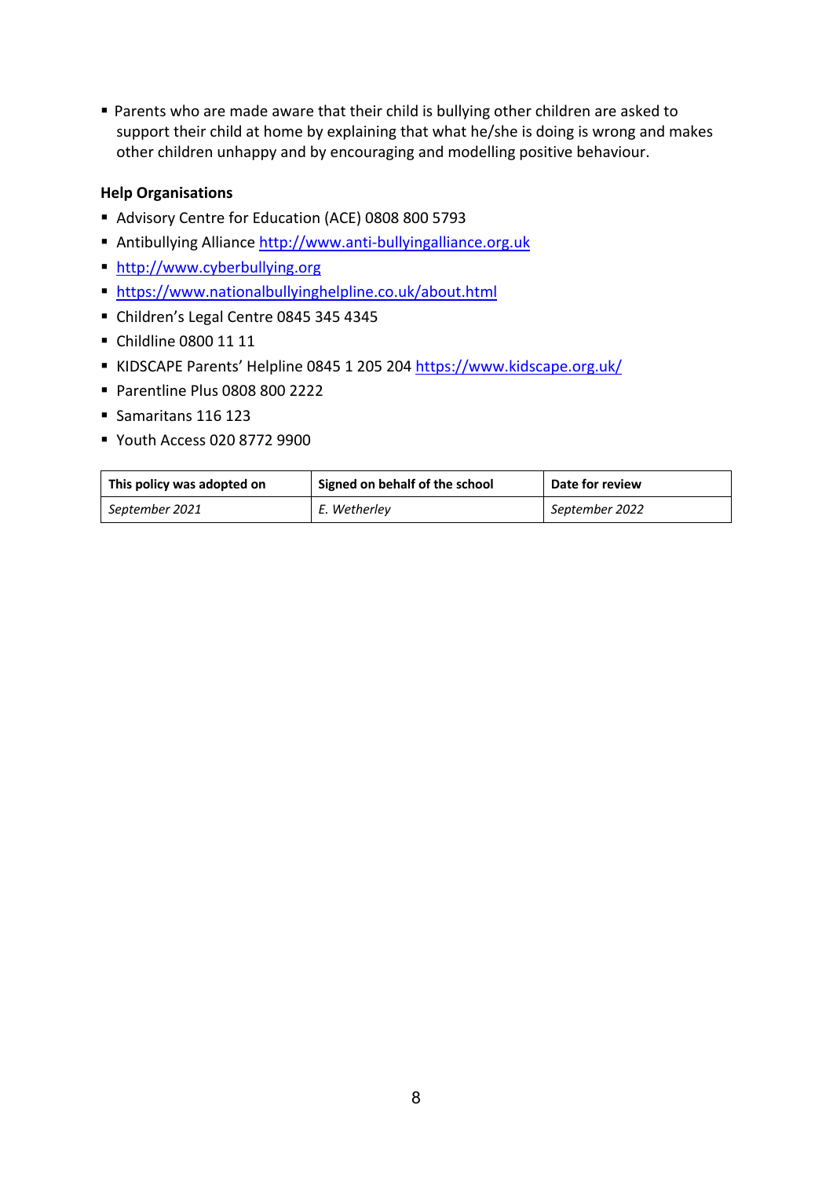- Parents who are made aware that their child is bullying other children are asked to support their child at home by explaining that what he/she is doing is wrong and makes other children unhappy and by encouraging and modelling positive behaviour.

**Help Organisations**

- Advisory Centre for Education (ACE) 0808 800 5793
- Antibullying Alliance http://www.anti-bullyingalliance.org.uk
- http://www.cyberbullying.org
- https://www.nationalbullyinghelpline.co.uk/about.html
- Children's Legal Centre 0845 345 4345
- Childline 0800 11 11
- KIDSCAPE Parents' Helpline 0845 1 205 204 https://www.kidscape.org.uk/
- Parentline Plus 0808 800 2222
- Samaritans 116 123
- Youth Access 020 8772 9900

| This policy was adopted on | Signed on behalf of the school | Date for review |
|---|---|---|
| *September 2021* | *E. Wetherley* | *September 2022* |